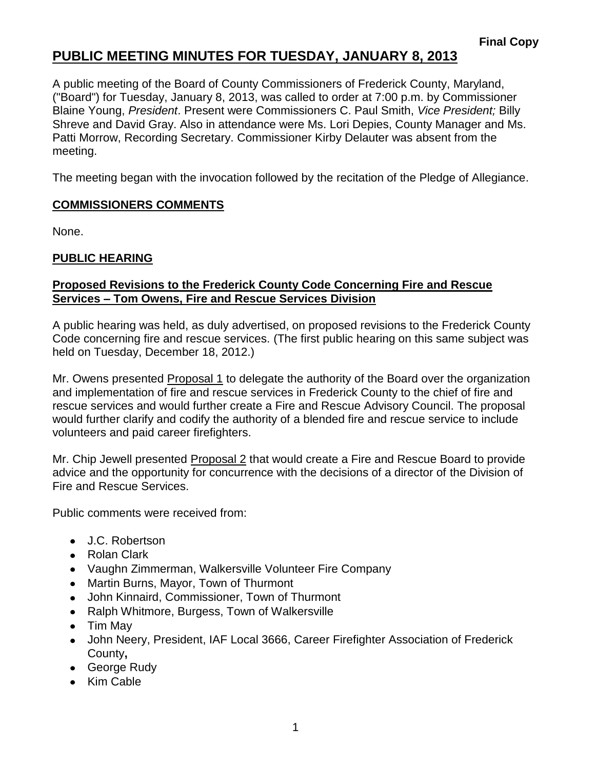**Final Copy**

# PUBLIC MEETING MINUTES FOR TUESDAY, JANUARY 8, 2013

A public meeting of the Board of County Commissioners of Frederick County, Maryland, ("Board") for Tuesday, January 8, 2013, was called to order at 7:00 p.m. by Commissioner Blaine Young, *President*. Present were Commissioners C. Paul Smith, *Vice President;* Billy Shreve and David Gray. Also in attendance were Ms. Lori Depies, County Manager and Ms. Patti Morrow, Recording Secretary. Commissioner Kirby Delauter was absent from the meeting.

The meeting began with the invocation followed by the recitation of the Pledge of Allegiance.

## COMMISSIONERS COMMENTS

None.

## PUBLIC HEARING

### Proposed Revisions to the Frederick County Code Concerning Fire and Rescue Services – Tom Owens, Fire and Rescue Services Division

A public hearing was held, as duly advertised, on proposed revisions to the Frederick County Code concerning fire and rescue services. (The first public hearing on this same subject was held on Tuesday, December 18, 2012.)

Mr. Owens presented Proposal 1 to delegate the authority of the Board over the organization and implementation of fire and rescue services in Frederick County to the chief of fire and rescue services and would further create a Fire and Rescue Advisory Council. The proposal would further clarify and codify the authority of a blended fire and rescue service to include volunteers and paid career firefighters.

Mr. Chip Jewell presented Proposal 2 that would create a Fire and Rescue Board to provide advice and the opportunity for concurrence with the decisions of a director of the Division of Fire and Rescue Services.

Public comments were received from:

- J.C. Robertson
- Rolan Clark
- Vaughn Zimmerman, Walkersville Volunteer Fire Company
- Martin Burns, Mayor, Town of Thurmont
- John Kinnaird, Commissioner, Town of Thurmont
- Ralph Whitmore, Burgess, Town of Walkersville
- Tim May
- John Neery, President, IAF Local 3666, Career Firefighter Association of Frederick County**,**
- George Rudy
- Kim Cable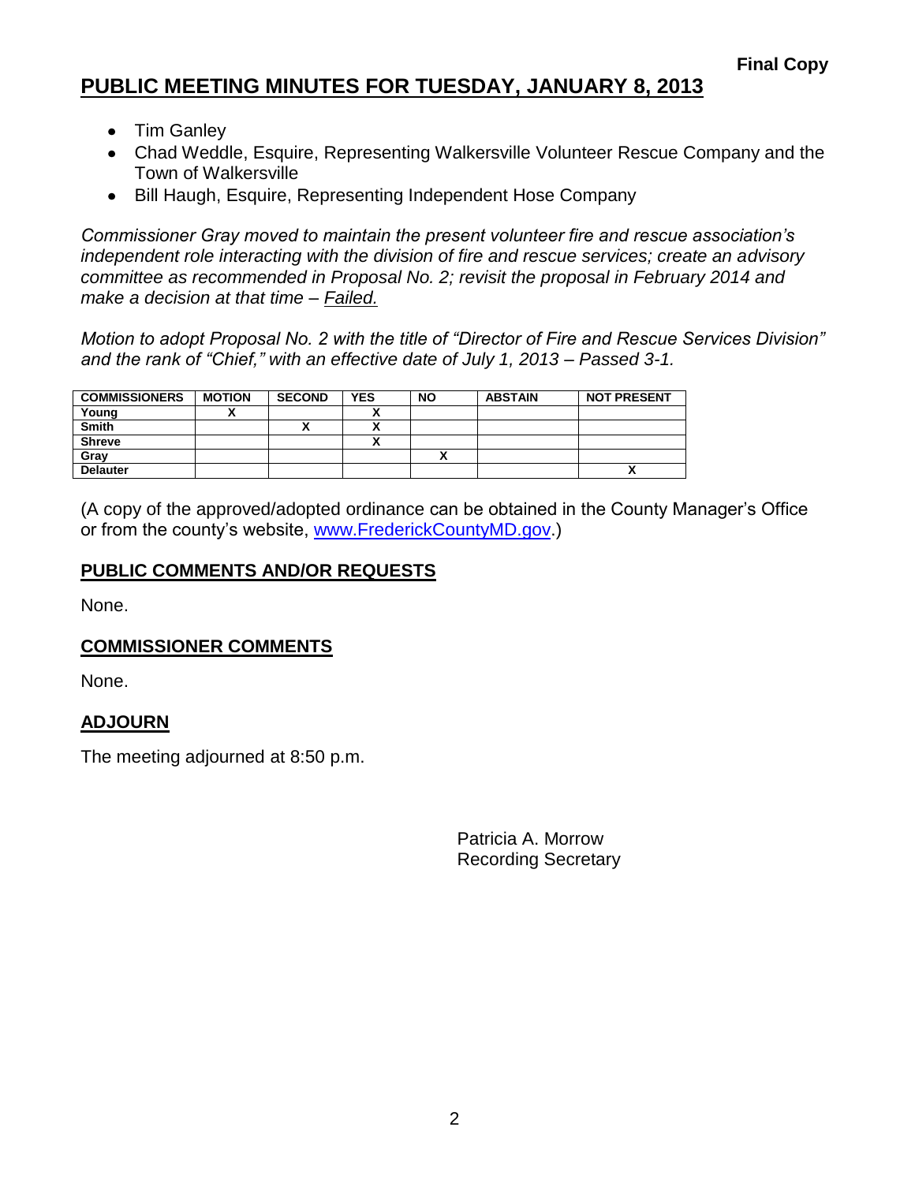**Final Copy**

# PUBLIC MEETING MINUTES FOR TUESDAY, JANUARY 8, 2013

- Tim Ganley
- Chad Weddle, Esquire, Representing Walkersville Volunteer Rescue Company and the Town of Walkersville
- Bill Haugh, Esquire, Representing Independent Hose Company

*Commissioner Gray moved to maintain the present volunteer fire and rescue association's independent role interacting with the division of fire and rescue services; create an advisory committee as recommended in Proposal No. 2; revisit the proposal in February 2014 and make a decision at that time – Failed.*

*Motion to adopt Proposal No. 2 with the title of "Director of Fire and Rescue Services Division" and the rank of "Chief," with an effective date of July 1, 2013 – Passed 3-1.*

| COMMISSIONERS | MOTION | SECOND | YES | NO | ABSTAIN | NOT PRESENT |
|---|---|---|---|---|---|---|
| Young | X | | X | | | |
| Smith | | X | X | | | |
| Shreve | | | X | | | |
| Gray | | | | X | | |
| Delauter | | | | | | X |

(A copy of the approved/adopted ordinance can be obtained in the County Manager's Office or from the county's website, www.FrederickCountyMD.gov.)

## PUBLIC COMMENTS AND/OR REQUESTS

None.

## COMMISSIONER COMMENTS

None.

## ADJOURN

The meeting adjourned at 8:50 p.m.

Patricia A. Morrow
Recording Secretary